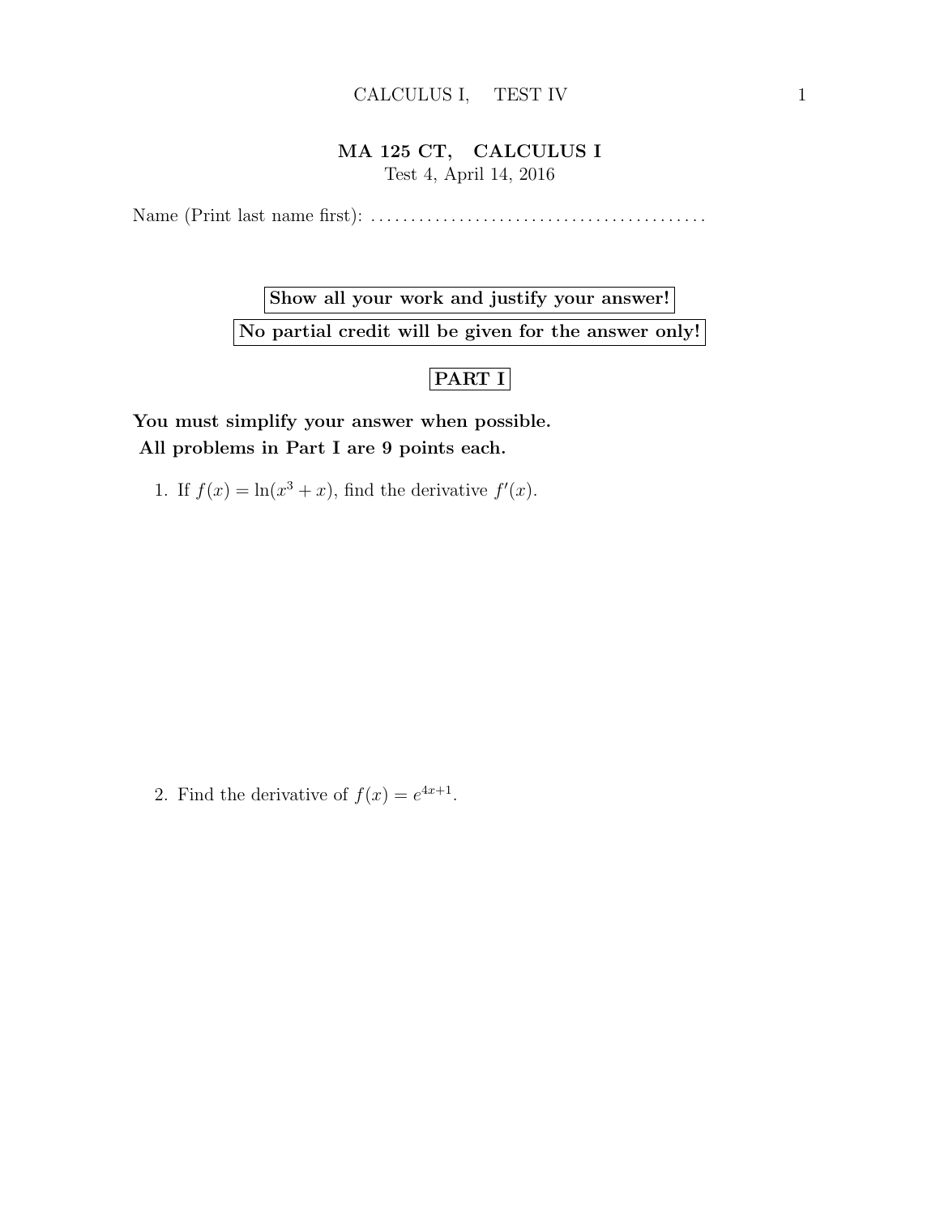# MA 125 CT, CALCULUS I

Test 4, April 14, 2016

Name (Print last name first): .........................................

**Show all your work and justify your answer!**

**No partial credit will be given for the answer only!**

## PART I

**You must simplify your answer when possible.**
**All problems in Part I are 9 points each.**

1. If $f(x) = \ln(x^3 + x)$, find the derivative $f'(x)$.

2. Find the derivative of $f(x) = e^{4x+1}$.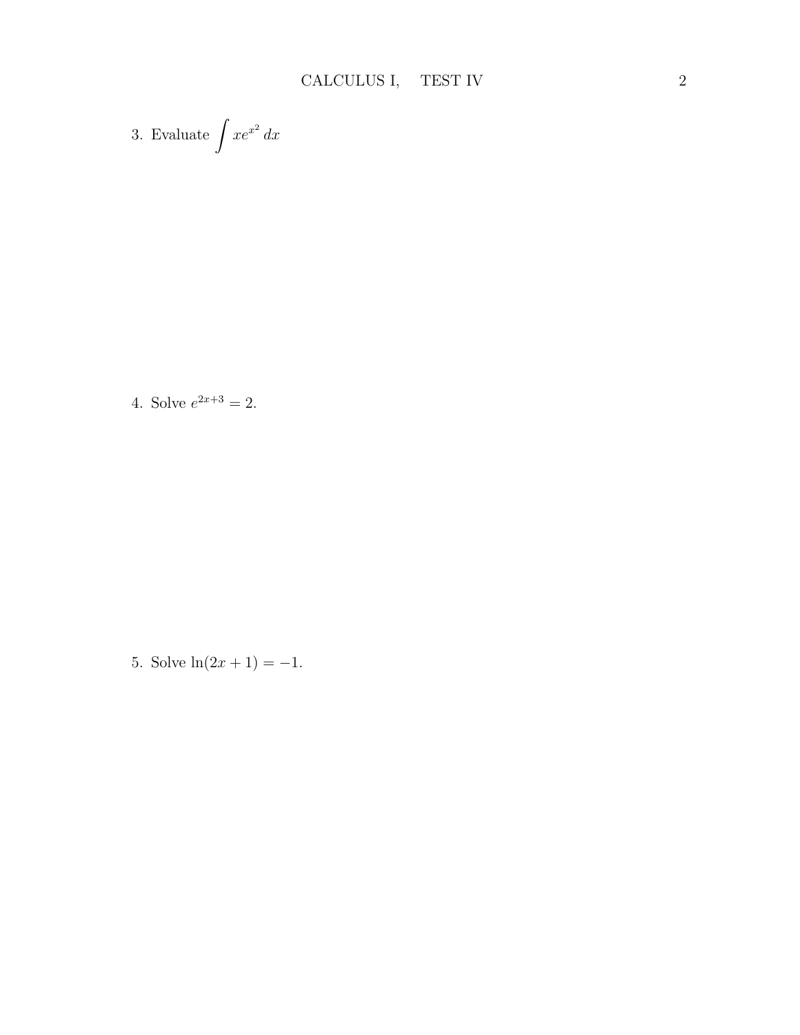3. Evaluate $\int xe^{x^2}\,dx$

4. Solve $e^{2x+3} = 2$.

5. Solve $\ln(2x+1) = -1$.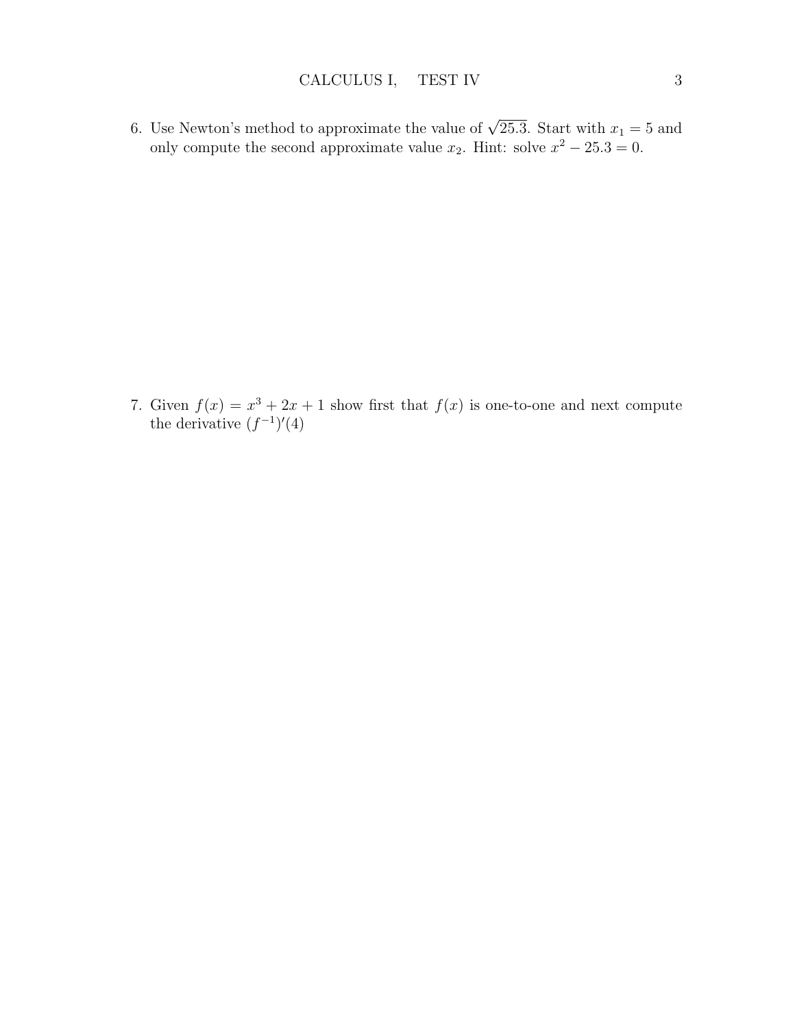6. Use Newton's method to approximate the value of $\sqrt{25.3}$. Start with $x_1 = 5$ and only compute the second approximate value $x_2$. Hint: solve $x^2 - 25.3 = 0$.

7. Given $f(x) = x^3 + 2x + 1$ show first that $f(x)$ is one-to-one and next compute the derivative $(f^{-1})'(4)$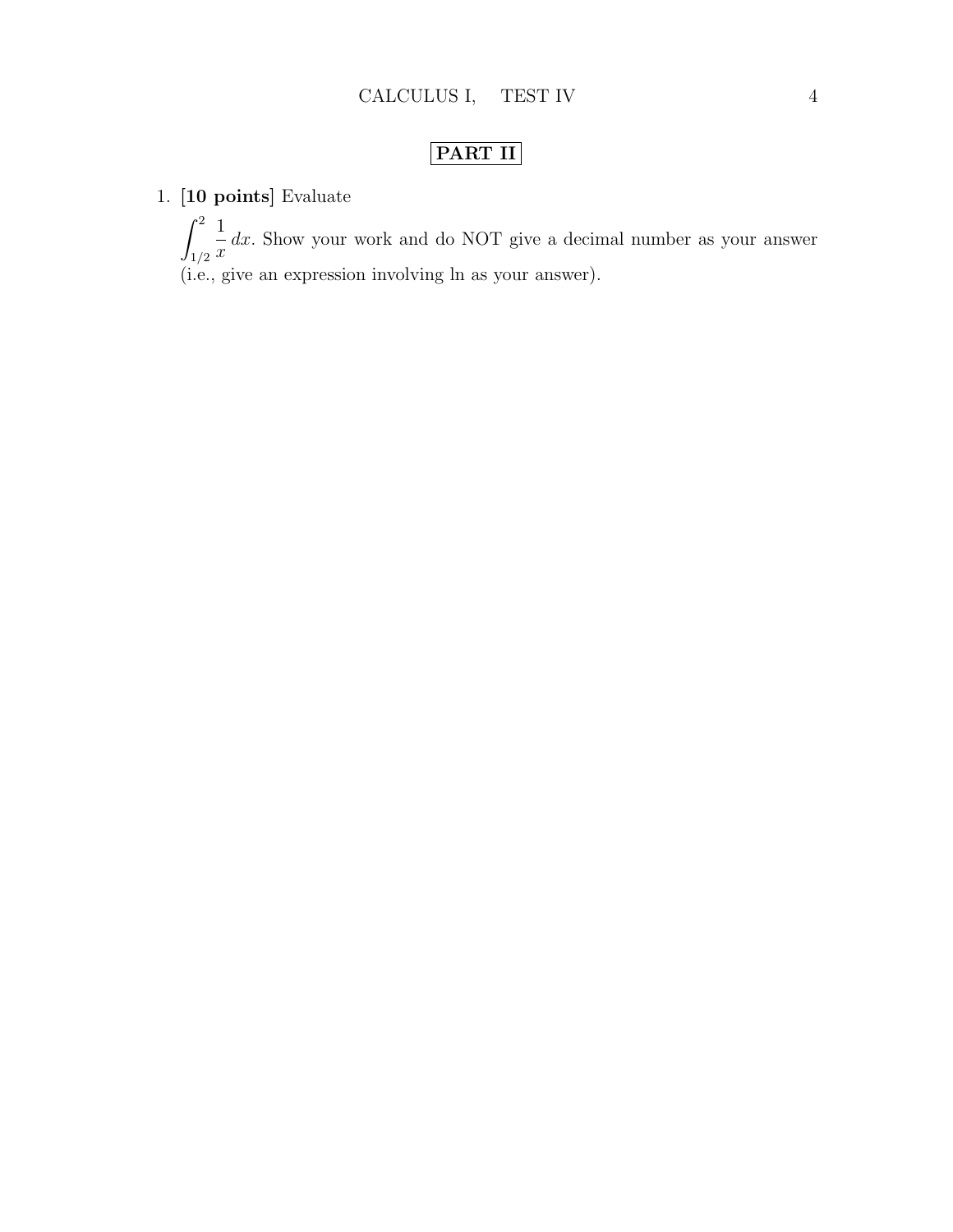## PART II

1. **[10 points]** Evaluate

   $\displaystyle\int_{1/2}^{2} \frac{1}{x}\,dx$. Show your work and do NOT give a decimal number as your answer (i.e., give an expression involving ln as your answer).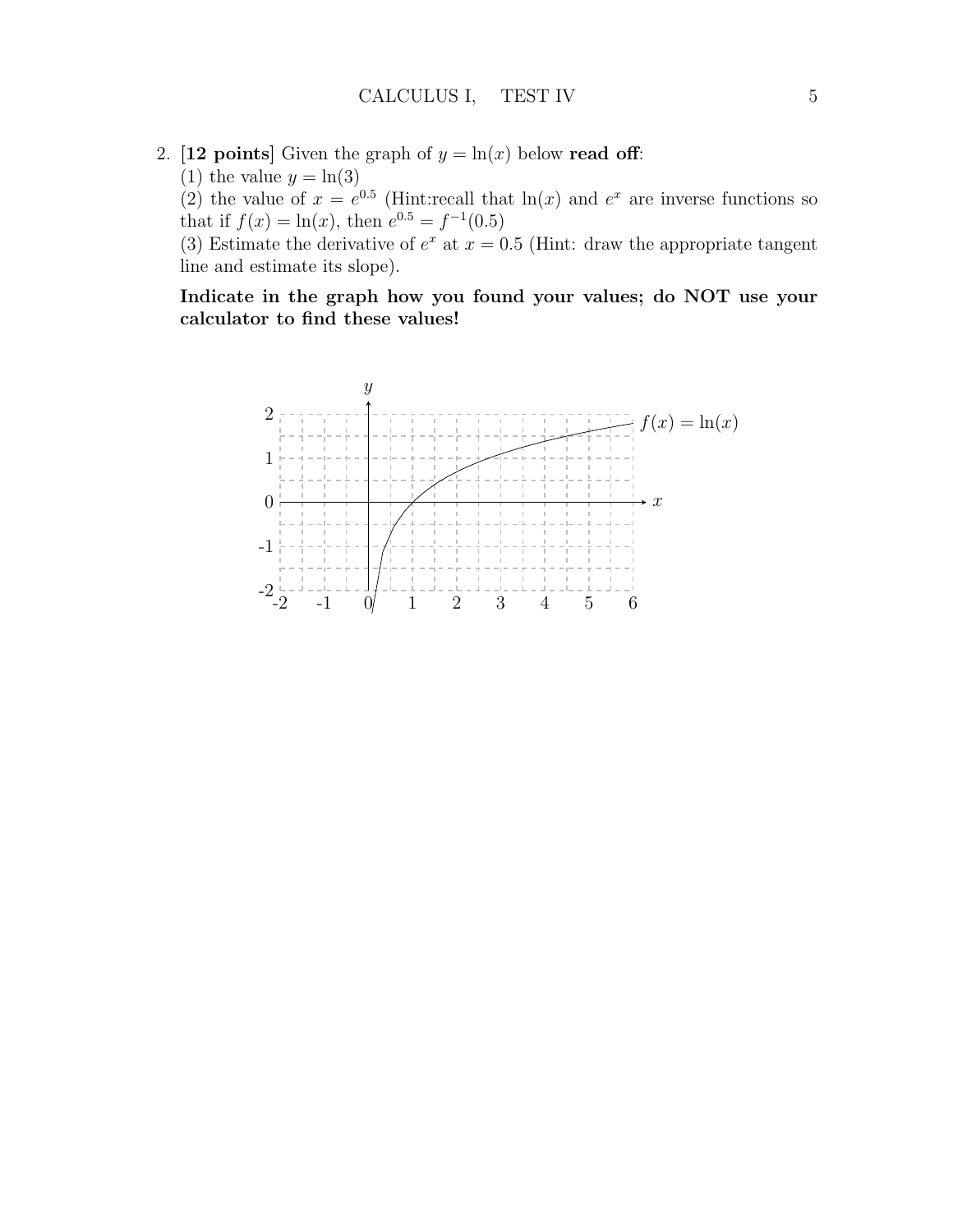2. **[12 points]** Given the graph of $y = \ln(x)$ below **read off**:

   (1) the value $y = \ln(3)$

   (2) the value of $x = e^{0.5}$ (Hint:recall that $\ln(x)$ and $e^x$ are inverse functions so that if $f(x) = \ln(x)$, then $e^{0.5} = f^{-1}(0.5)$

   (3) Estimate the derivative of $e^x$ at $x = 0.5$ (Hint: draw the appropriate tangent line and estimate its slope).

   **Indicate in the graph how you found your values; do NOT use your calculator to find these values!**

$f(x) = \ln(x)$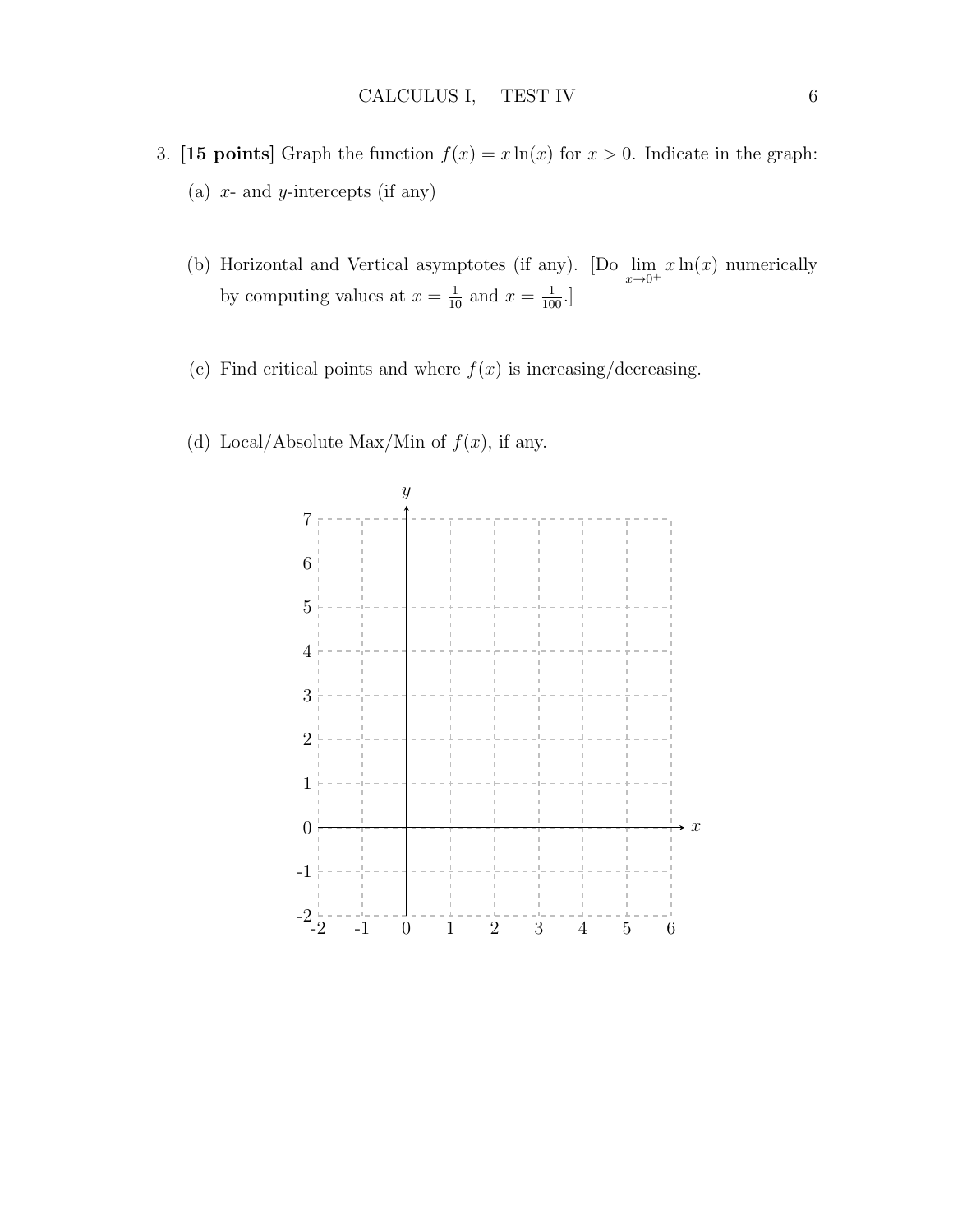3. **[15 points]** Graph the function $f(x) = x\ln(x)$ for $x > 0$. Indicate in the graph:

   (a) $x$- and $y$-intercepts (if any)

   (b) Horizontal and Vertical asymptotes (if any). [Do $\lim_{x\to 0^+} x\ln(x)$ numerically by computing values at $x = \frac{1}{10}$ and $x = \frac{1}{100}$.]

   (c) Find critical points and where $f(x)$ is increasing/decreasing.

   (d) Local/Absolute Max/Min of $f(x)$, if any.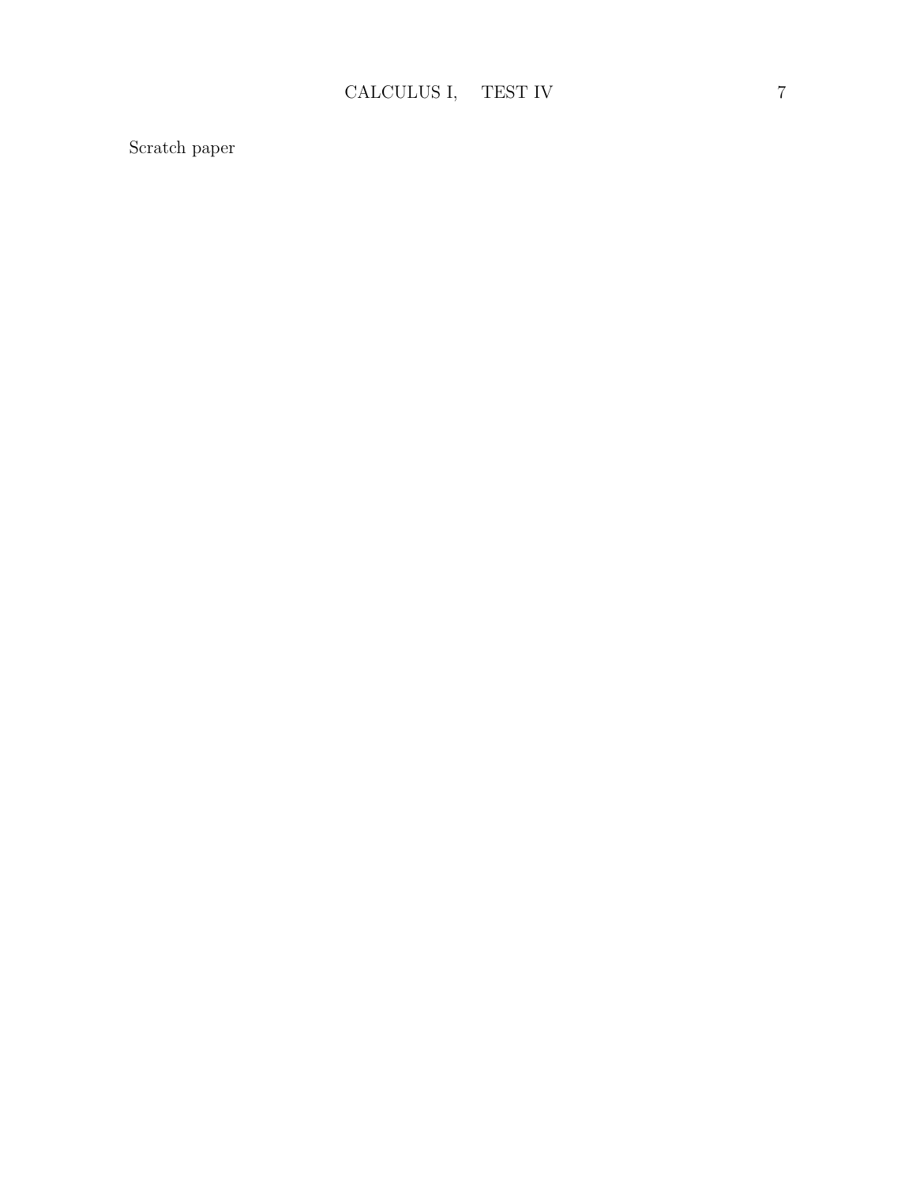Scratch paper